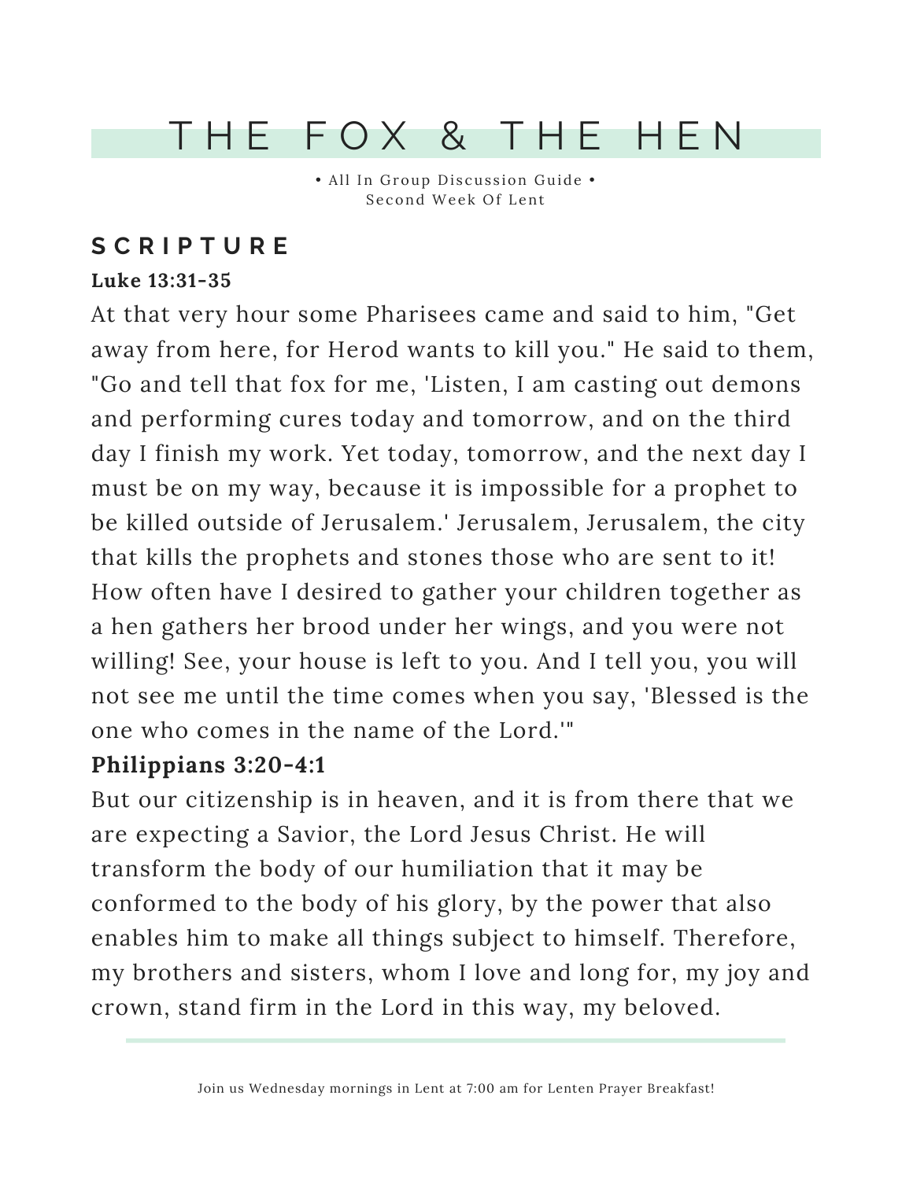# THE FOX & THE HEN

• All In Group Discussion Guide •
Second Week Of Lent

## SCRIPTURE

**Luke 13:31-35**

At that very hour some Pharisees came and said to him, "Get away from here, for Herod wants to kill you." He said to them, "Go and tell that fox for me, 'Listen, I am casting out demons and performing cures today and tomorrow, and on the third day I finish my work. Yet today, tomorrow, and the next day I must be on my way, because it is impossible for a prophet to be killed outside of Jerusalem.' Jerusalem, Jerusalem, the city that kills the prophets and stones those who are sent to it! How often have I desired to gather your children together as a hen gathers her brood under her wings, and you were not willing! See, your house is left to you. And I tell you, you will not see me until the time comes when you say, 'Blessed is the one who comes in the name of the Lord.'"

**Philippians 3:20-4:1**

But our citizenship is in heaven, and it is from there that we are expecting a Savior, the Lord Jesus Christ. He will transform the body of our humiliation that it may be conformed to the body of his glory, by the power that also enables him to make all things subject to himself. Therefore, my brothers and sisters, whom I love and long for, my joy and crown, stand firm in the Lord in this way, my beloved.

---

Join us Wednesday mornings in Lent at 7:00 am for Lenten Prayer Breakfast!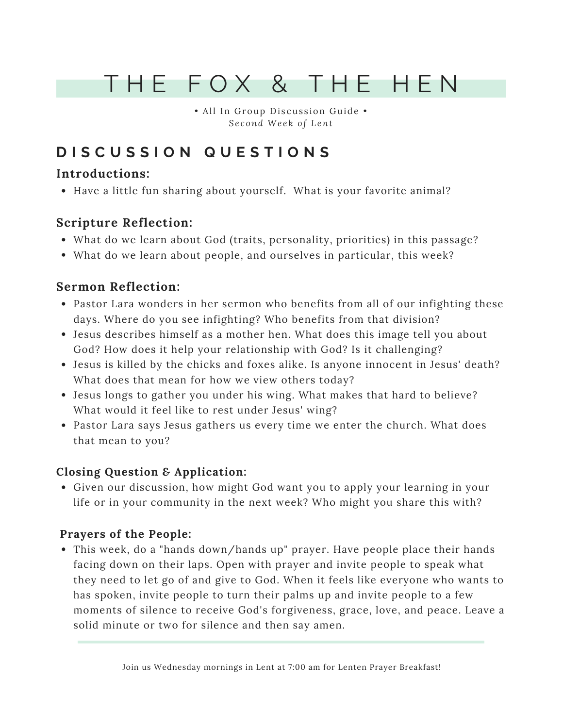# THE FOX & THE HEN

• All In Group Discussion Guide •
*Second Week of Lent*

## DISCUSSION QUESTIONS

### Introductions:

- Have a little fun sharing about yourself. What is your favorite animal?

### Scripture Reflection:

- What do we learn about God (traits, personality, priorities) in this passage?
- What do we learn about people, and ourselves in particular, this week?

### Sermon Reflection:

- Pastor Lara wonders in her sermon who benefits from all of our infighting these days. Where do you see infighting? Who benefits from that division?
- Jesus describes himself as a mother hen. What does this image tell you about God? How does it help your relationship with God? Is it challenging?
- Jesus is killed by the chicks and foxes alike. Is anyone innocent in Jesus' death? What does that mean for how we view others today?
- Jesus longs to gather you under his wing. What makes that hard to believe? What would it feel like to rest under Jesus' wing?
- Pastor Lara says Jesus gathers us every time we enter the church. What does that mean to you?

### Closing Question & Application:

- Given our discussion, how might God want you to apply your learning in your life or in your community in the next week? Who might you share this with?

### Prayers of the People:

- This week, do a "hands down/hands up" prayer. Have people place their hands facing down on their laps. Open with prayer and invite people to speak what they need to let go of and give to God. When it feels like everyone who wants to has spoken, invite people to turn their palms up and invite people to a few moments of silence to receive God's forgiveness, grace, love, and peace. Leave a solid minute or two for silence and then say amen.

---

Join us Wednesday mornings in Lent at 7:00 am for Lenten Prayer Breakfast!